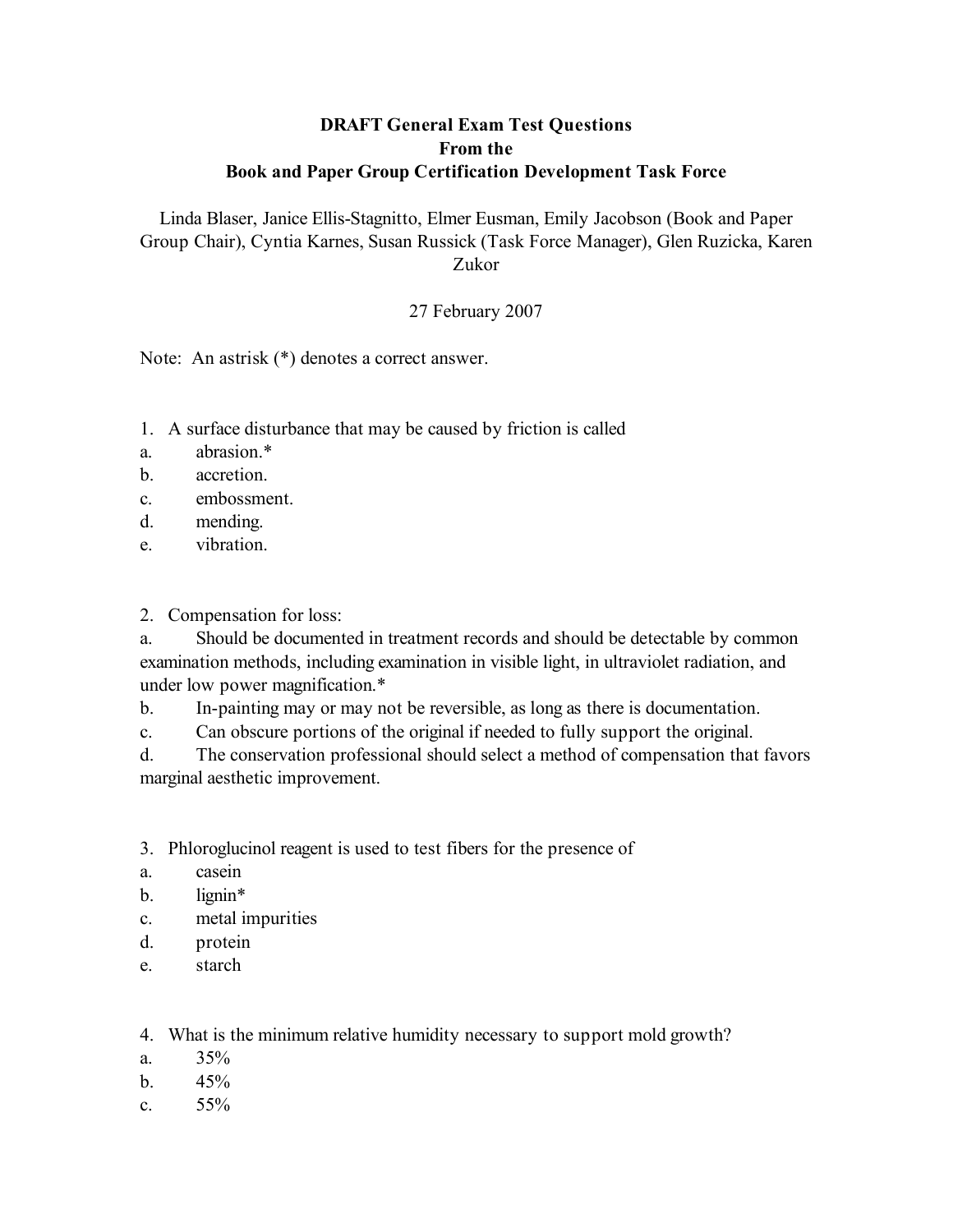**DRAFT General Exam Test Questions**
**From the**
**Book and Paper Group Certification Development Task Force**

Linda Blaser, Janice Ellis-Stagnitto, Elmer Eusman, Emily Jacobson (Book and Paper Group Chair), Cyntia Karnes, Susan Russick (Task Force Manager), Glen Ruzicka, Karen Zukor

27 February 2007

Note: An astrisk (*) denotes a correct answer.

1. A surface disturbance that may be caused by friction is called
a. abrasion.*
b. accretion.
c. embossment.
d. mending.
e. vibration.

2. Compensation for loss:
a. Should be documented in treatment records and should be detectable by common examination methods, including examination in visible light, in ultraviolet radiation, and under low power magnification.*
b. In-painting may or may not be reversible, as long as there is documentation.
c. Can obscure portions of the original if needed to fully support the original.
d. The conservation professional should select a method of compensation that favors marginal aesthetic improvement.

3. Phloroglucinol reagent is used to test fibers for the presence of
a. casein
b. lignin*
c. metal impurities
d. protein
e. starch

4. What is the minimum relative humidity necessary to support mold growth?
a. 35%
b. 45%
c. 55%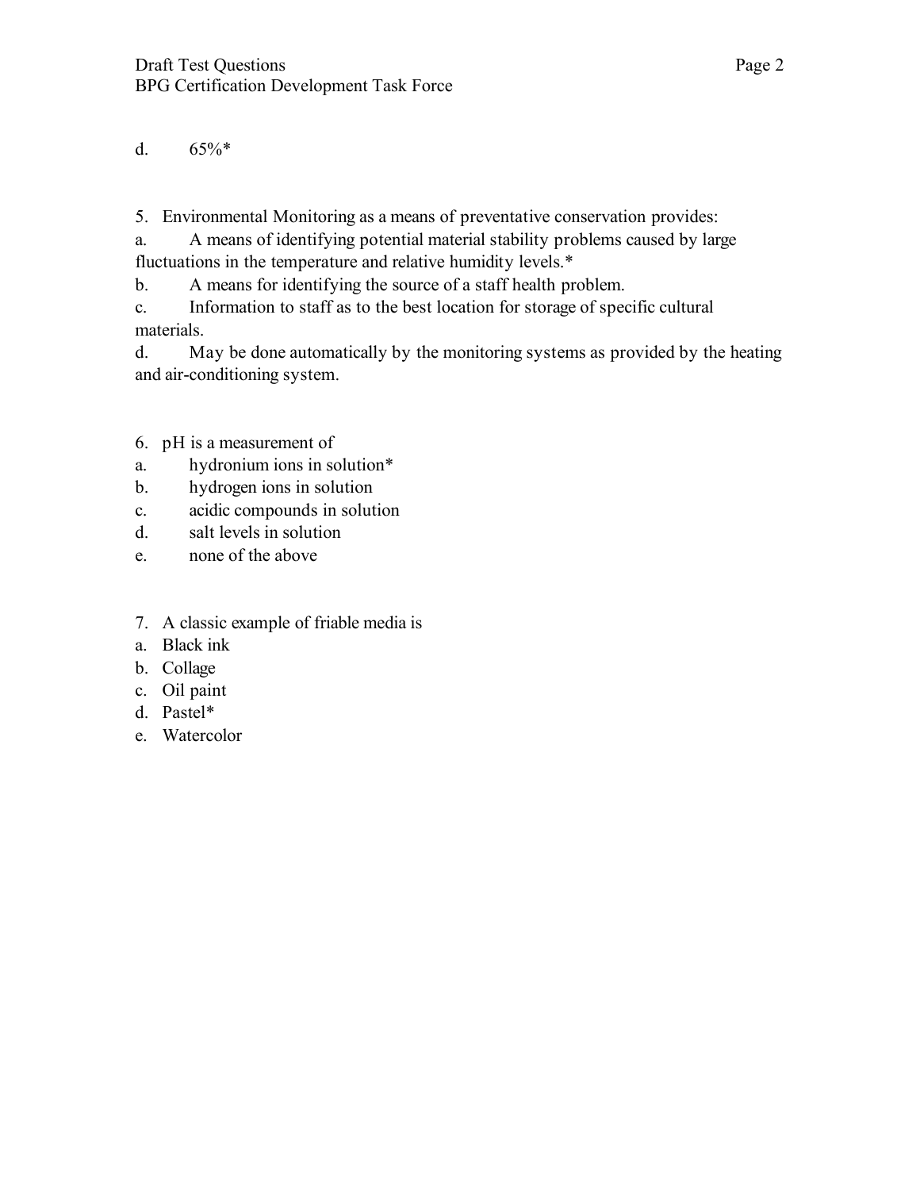d. 65%*

5. Environmental Monitoring as a means of preventative conservation provides:

a. A means of identifying potential material stability problems caused by large fluctuations in the temperature and relative humidity levels.*

b. A means for identifying the source of a staff health problem.

c. Information to staff as to the best location for storage of specific cultural materials.

d. May be done automatically by the monitoring systems as provided by the heating and air-conditioning system.

6. pH is a measurement of

a. hydronium ions in solution*

b. hydrogen ions in solution

c. acidic compounds in solution

d. salt levels in solution

e. none of the above

7. A classic example of friable media is

a. Black ink

b. Collage

c. Oil paint

d. Pastel*

e. Watercolor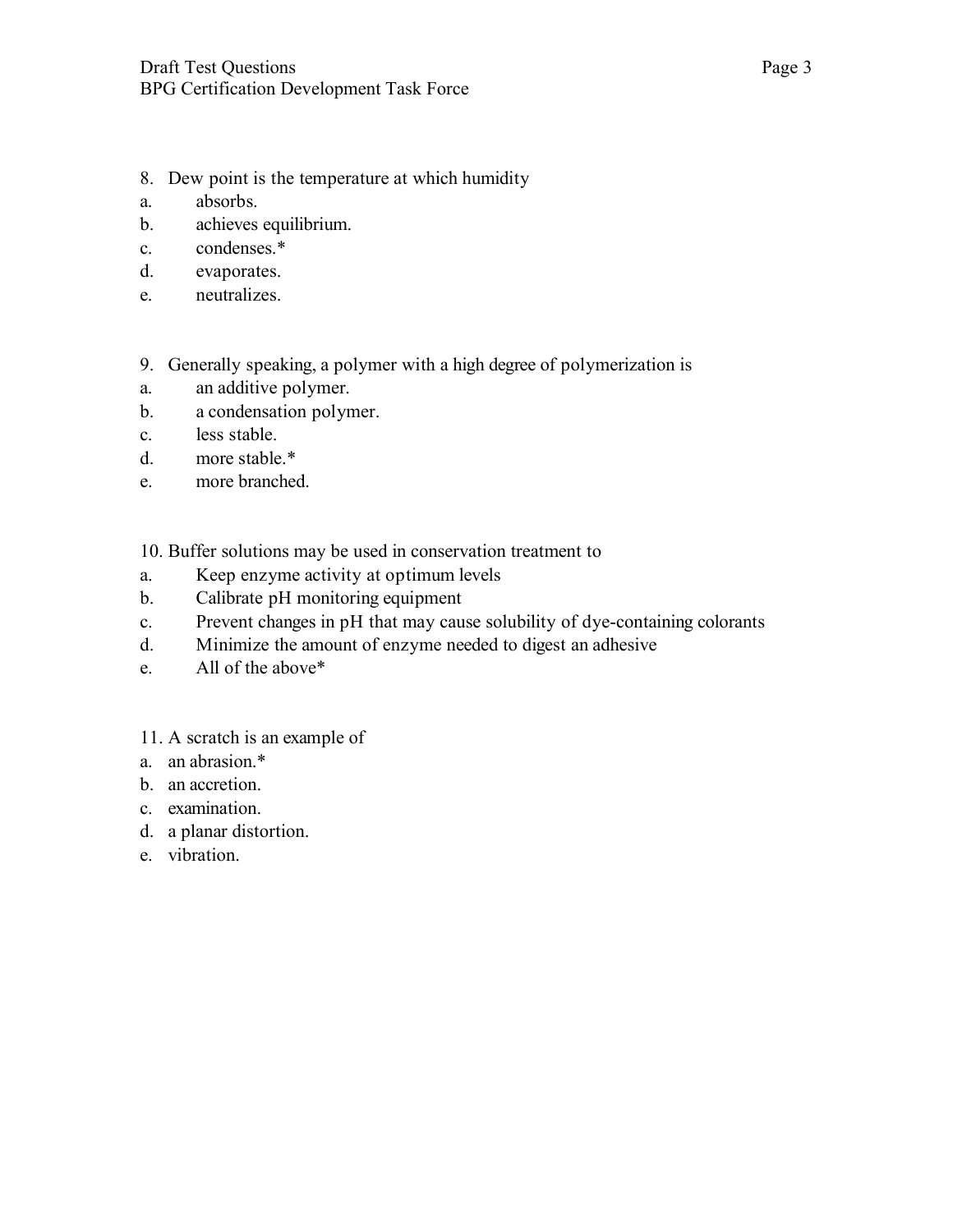8. Dew point is the temperature at which humidity
   a. absorbs.
   b. achieves equilibrium.
   c. condenses.*
   d. evaporates.
   e. neutralizes.

9. Generally speaking, a polymer with a high degree of polymerization is
   a. an additive polymer.
   b. a condensation polymer.
   c. less stable.
   d. more stable.*
   e. more branched.

10. Buffer solutions may be used in conservation treatment to
    a. Keep enzyme activity at optimum levels
    b. Calibrate pH monitoring equipment
    c. Prevent changes in pH that may cause solubility of dye-containing colorants
    d. Minimize the amount of enzyme needed to digest an adhesive
    e. All of the above*

11. A scratch is an example of
    a. an abrasion.*
    b. an accretion.
    c. examination.
    d. a planar distortion.
    e. vibration.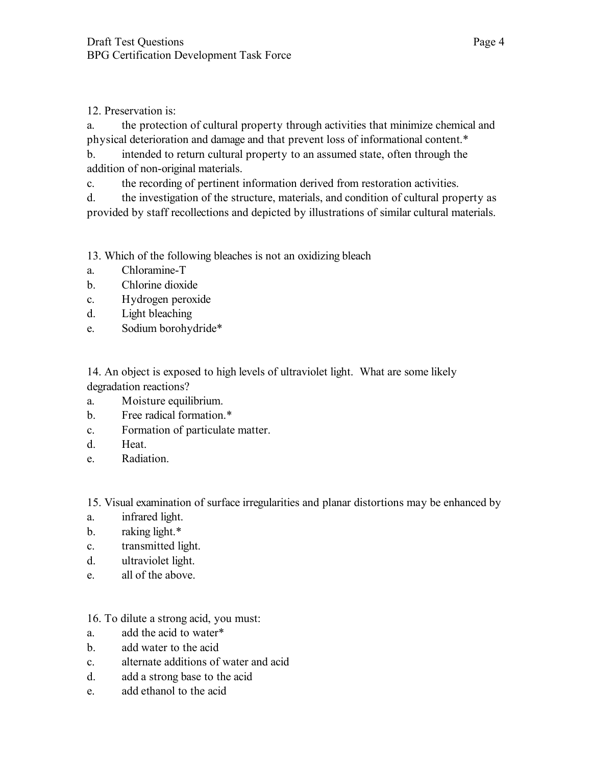12. Preservation is:

a. the protection of cultural property through activities that minimize chemical and physical deterioration and damage and that prevent loss of informational content.*

b. intended to return cultural property to an assumed state, often through the addition of non-original materials.

c. the recording of pertinent information derived from restoration activities.

d. the investigation of the structure, materials, and condition of cultural property as provided by staff recollections and depicted by illustrations of similar cultural materials.

13. Which of the following bleaches is not an oxidizing bleach

a. Chloramine-T

b. Chlorine dioxide

c. Hydrogen peroxide

d. Light bleaching

e. Sodium borohydride*

14. An object is exposed to high levels of ultraviolet light. What are some likely degradation reactions?

a. Moisture equilibrium.

b. Free radical formation.*

c. Formation of particulate matter.

d. Heat.

e. Radiation.

15. Visual examination of surface irregularities and planar distortions may be enhanced by

a. infrared light.

b. raking light.*

c. transmitted light.

d. ultraviolet light.

e. all of the above.

16. To dilute a strong acid, you must:

a. add the acid to water*

b. add water to the acid

c. alternate additions of water and acid

d. add a strong base to the acid

e. add ethanol to the acid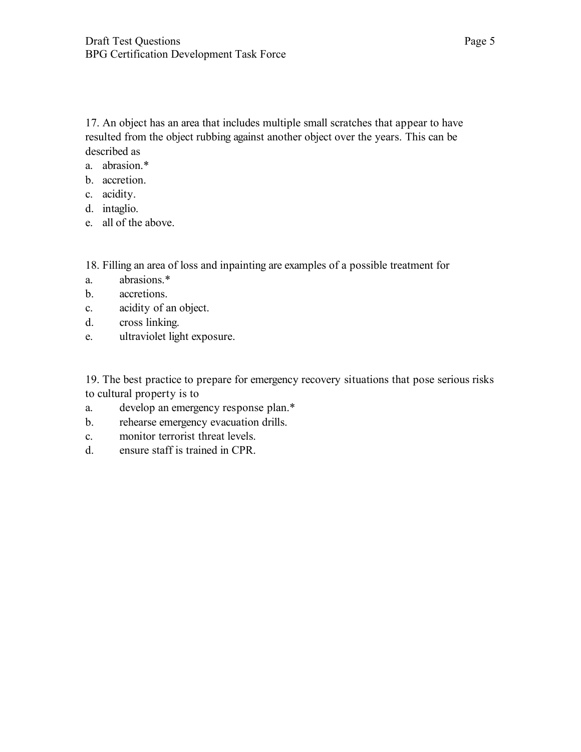17. An object has an area that includes multiple small scratches that appear to have resulted from the object rubbing against another object over the years. This can be described as

a. abrasion.*
b. accretion.
c. acidity.
d. intaglio.
e. all of the above.

18. Filling an area of loss and inpainting are examples of a possible treatment for

a. abrasions.*
b. accretions.
c. acidity of an object.
d. cross linking.
e. ultraviolet light exposure.

19. The best practice to prepare for emergency recovery situations that pose serious risks to cultural property is to

a. develop an emergency response plan.*
b. rehearse emergency evacuation drills.
c. monitor terrorist threat levels.
d. ensure staff is trained in CPR.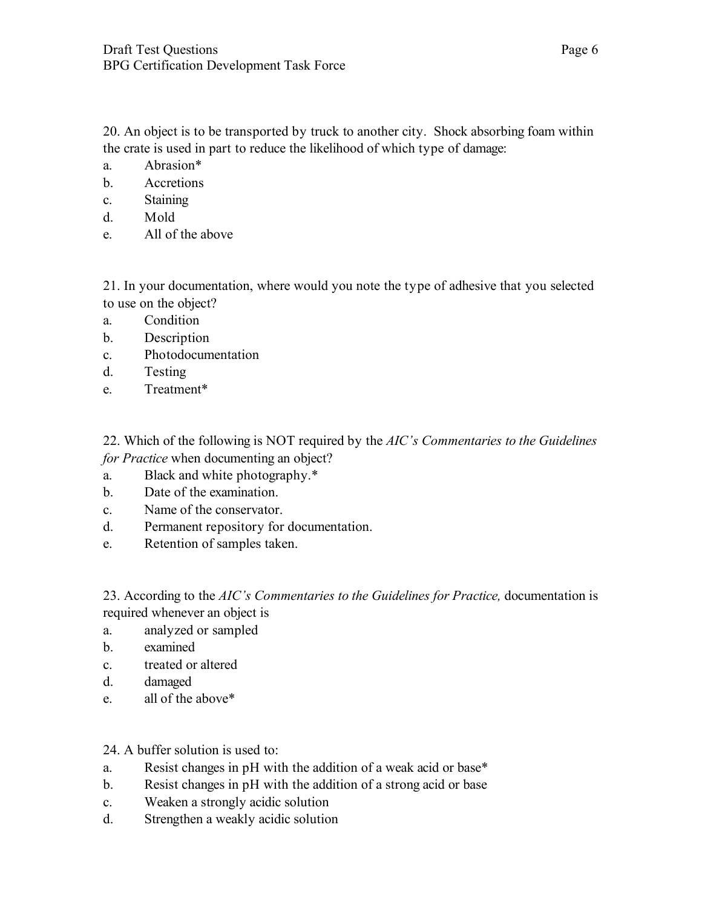20. An object is to be transported by truck to another city. Shock absorbing foam within the crate is used in part to reduce the likelihood of which type of damage:

a. Abrasion*
b. Accretions
c. Staining
d. Mold
e. All of the above

21. In your documentation, where would you note the type of adhesive that you selected to use on the object?

a. Condition
b. Description
c. Photodocumentation
d. Testing
e. Treatment*

22. Which of the following is NOT required by the *AIC's Commentaries to the Guidelines for Practice* when documenting an object?

a. Black and white photography.*
b. Date of the examination.
c. Name of the conservator.
d. Permanent repository for documentation.
e. Retention of samples taken.

23. According to the *AIC's Commentaries to the Guidelines for Practice,* documentation is required whenever an object is

a. analyzed or sampled
b. examined
c. treated or altered
d. damaged
e. all of the above*

24. A buffer solution is used to:

a. Resist changes in pH with the addition of a weak acid or base*
b. Resist changes in pH with the addition of a strong acid or base
c. Weaken a strongly acidic solution
d. Strengthen a weakly acidic solution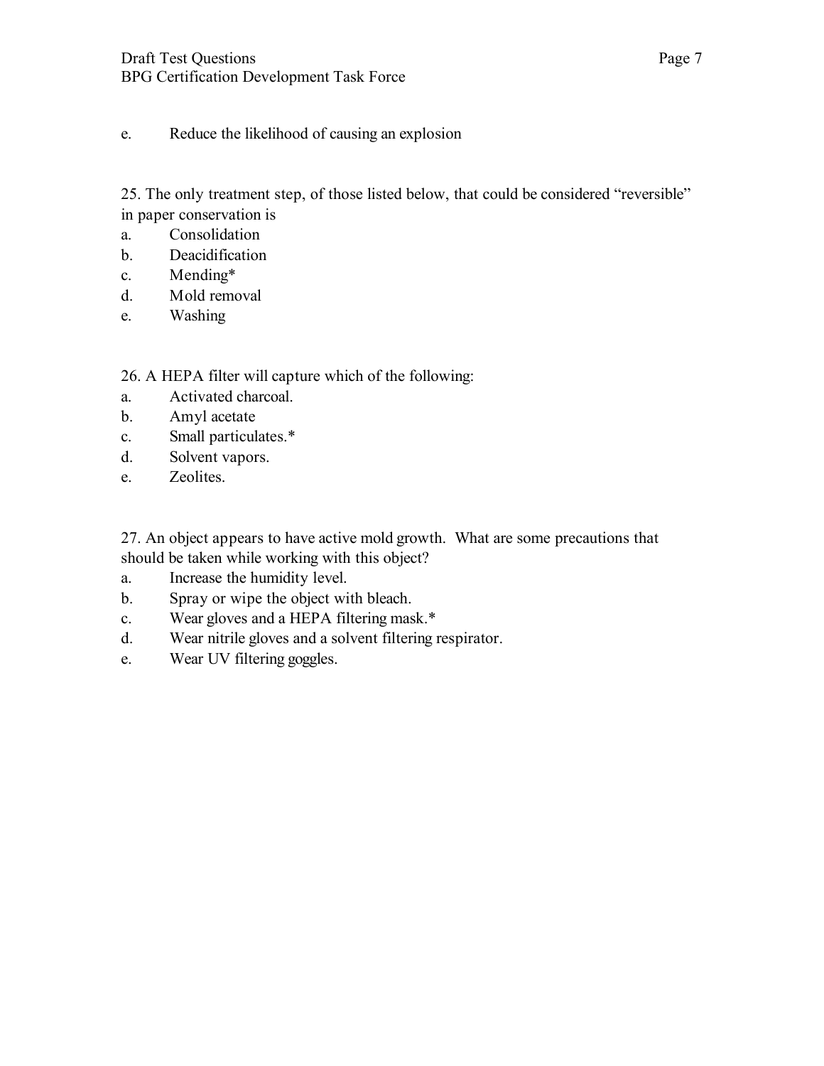e. Reduce the likelihood of causing an explosion

25. The only treatment step, of those listed below, that could be considered "reversible" in paper conservation is

a. Consolidation
b. Deacidification
c. Mending*
d. Mold removal
e. Washing

26. A HEPA filter will capture which of the following:

a. Activated charcoal.
b. Amyl acetate
c. Small particulates.*
d. Solvent vapors.
e. Zeolites.

27. An object appears to have active mold growth. What are some precautions that should be taken while working with this object?

a. Increase the humidity level.
b. Spray or wipe the object with bleach.
c. Wear gloves and a HEPA filtering mask.*
d. Wear nitrile gloves and a solvent filtering respirator.
e. Wear UV filtering goggles.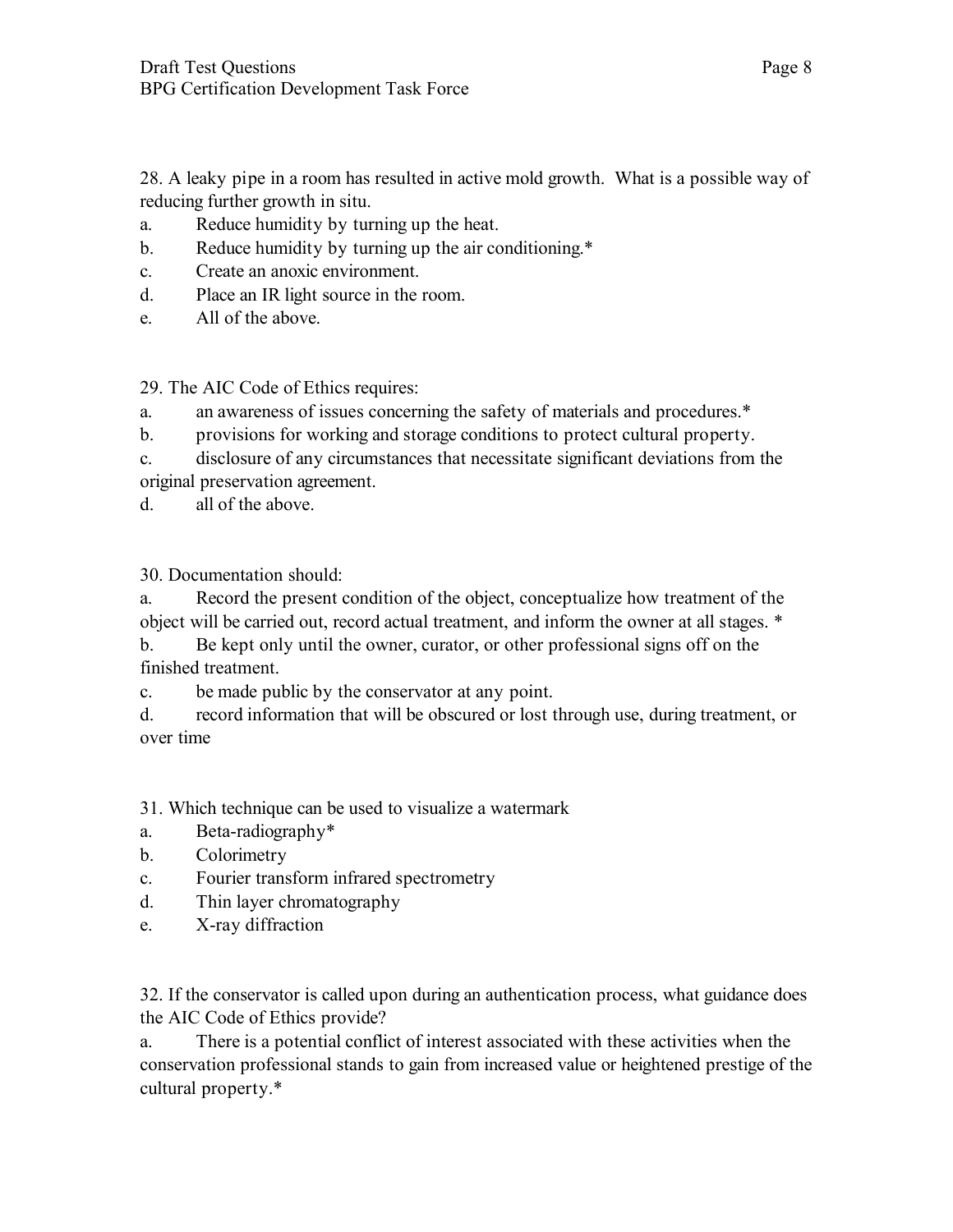28. A leaky pipe in a room has resulted in active mold growth. What is a possible way of reducing further growth in situ.

a. Reduce humidity by turning up the heat.
b. Reduce humidity by turning up the air conditioning.*
c. Create an anoxic environment.
d. Place an IR light source in the room.
e. All of the above.

29. The AIC Code of Ethics requires:

a. an awareness of issues concerning the safety of materials and procedures.*
b. provisions for working and storage conditions to protect cultural property.
c. disclosure of any circumstances that necessitate significant deviations from the original preservation agreement.
d. all of the above.

30. Documentation should:

a. Record the present condition of the object, conceptualize how treatment of the object will be carried out, record actual treatment, and inform the owner at all stages. *
b. Be kept only until the owner, curator, or other professional signs off on the finished treatment.
c. be made public by the conservator at any point.
d. record information that will be obscured or lost through use, during treatment, or over time

31. Which technique can be used to visualize a watermark

a. Beta-radiography*
b. Colorimetry
c. Fourier transform infrared spectrometry
d. Thin layer chromatography
e. X-ray diffraction

32. If the conservator is called upon during an authentication process, what guidance does the AIC Code of Ethics provide?

a. There is a potential conflict of interest associated with these activities when the conservation professional stands to gain from increased value or heightened prestige of the cultural property.*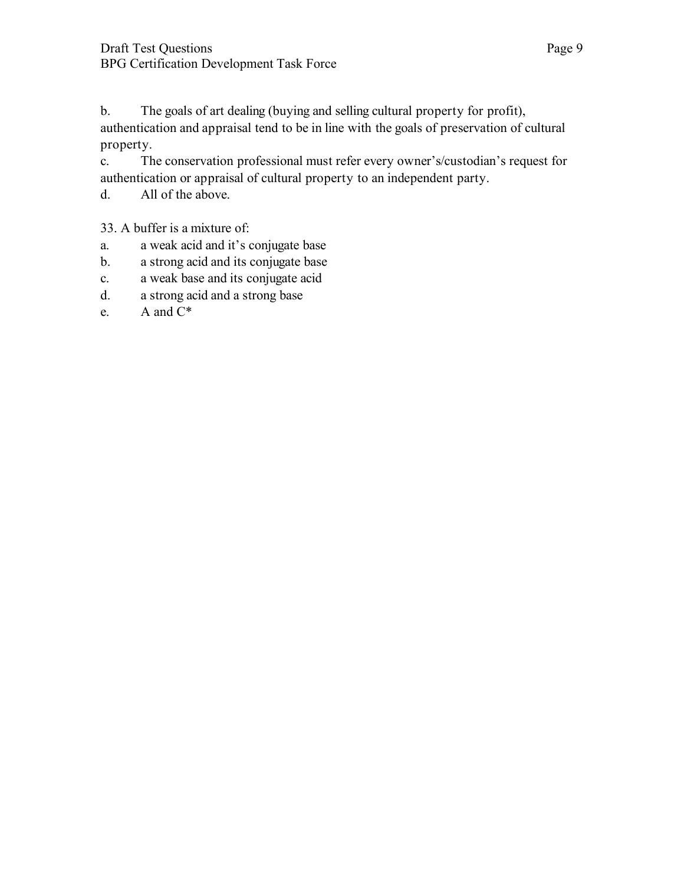b. The goals of art dealing (buying and selling cultural property for profit), authentication and appraisal tend to be in line with the goals of preservation of cultural property.

c. The conservation professional must refer every owner's/custodian's request for authentication or appraisal of cultural property to an independent party.

d. All of the above.

33. A buffer is a mixture of:

a. a weak acid and it's conjugate base
b. a strong acid and its conjugate base
c. a weak base and its conjugate acid
d. a strong acid and a strong base
e. A and C*